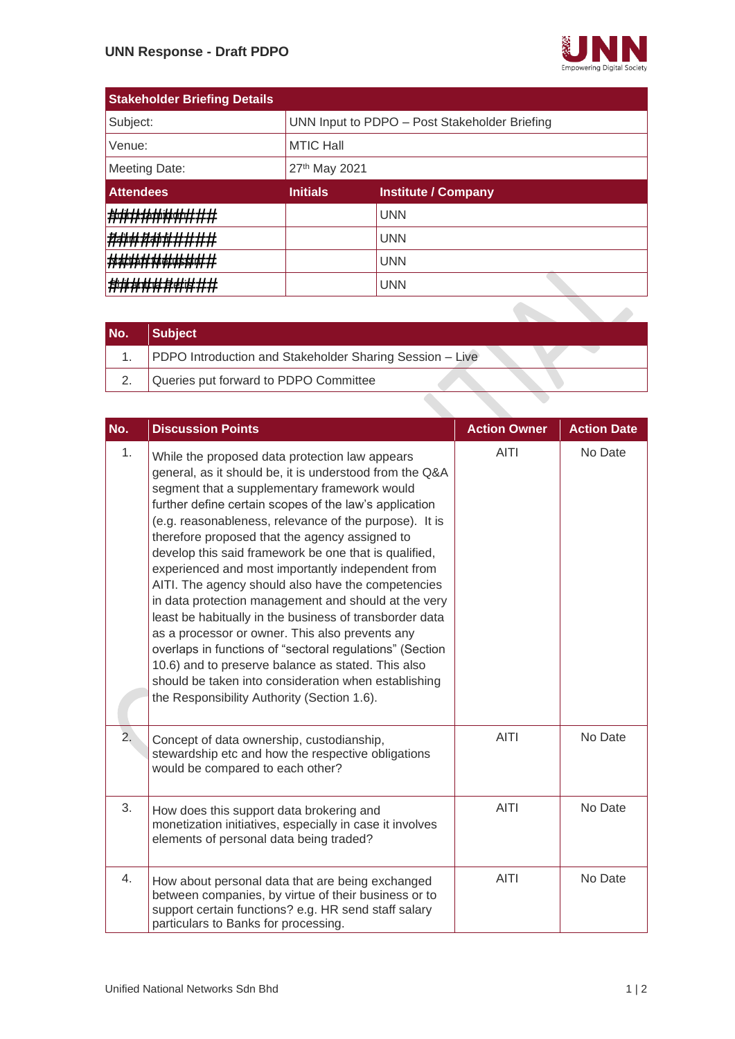# UNN Response - Draft PDPO

| Stakeholder Briefing Details | | |
|---|---|---|
| Subject: | UNN Input to PDPO – Post Stakeholder Briefing | |
| Venue: | MTIC Hall | |
| Meeting Date: | 27th May 2021 | |
| **Attendees** | **Initials** | **Institute / Company** |
| ########## | | UNN |
| ########## | | UNN |
| ########## | | UNN |
| ########## | | UNN |

| No. | Subject |
|---|---|
| 1. | PDPO Introduction and Stakeholder Sharing Session – Live |
| 2. | Queries put forward to PDPO Committee |

| No. | Discussion Points | Action Owner | Action Date |
|---|---|---|---|
| 1. | While the proposed data protection law appears general, as it should be, it is understood from the Q&A segment that a supplementary framework would further define certain scopes of the law's application (e.g. reasonableness, relevance of the purpose). It is therefore proposed that the agency assigned to develop this said framework be one that is qualified, experienced and most importantly independent from AITI. The agency should also have the competencies in data protection management and should at the very least be habitually in the business of transborder data as a processor or owner. This also prevents any overlaps in functions of "sectoral regulations" (Section 10.6) and to preserve balance as stated. This also should be taken into consideration when establishing the Responsibility Authority (Section 1.6). | AITI | No Date |
| 2. | Concept of data ownership, custodianship, stewardship etc and how the respective obligations would be compared to each other? | AITI | No Date |
| 3. | How does this support data brokering and monetization initiatives, especially in case it involves elements of personal data being traded? | AITI | No Date |
| 4. | How about personal data that are being exchanged between companies, by virtue of their business or to support certain functions? e.g. HR send staff salary particulars to Banks for processing. | AITI | No Date |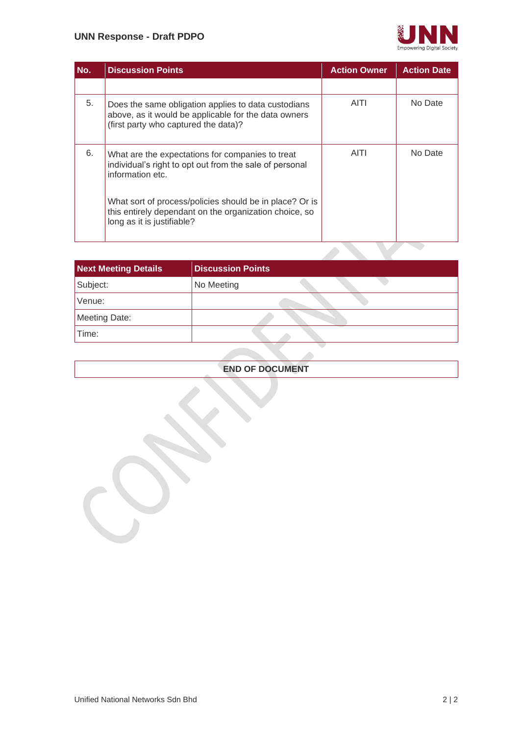| No. | Discussion Points | Action Owner | Action Date |
|---|---|---|---|
| | | | |
| 5. | Does the same obligation applies to data custodians above, as it would be applicable for the data owners (first party who captured the data)? | AITI | No Date |
| 6. | What are the expectations for companies to treat individual's right to opt out from the sale of personal information etc.<br><br>What sort of process/policies should be in place? Or is this entirely dependant on the organization choice, so long as it is justifiable? | AITI | No Date |

| Next Meeting Details | Discussion Points |
|---|---|
| Subject: | No Meeting |
| Venue: | |
| Meeting Date: | |
| Time: | |

**END OF DOCUMENT**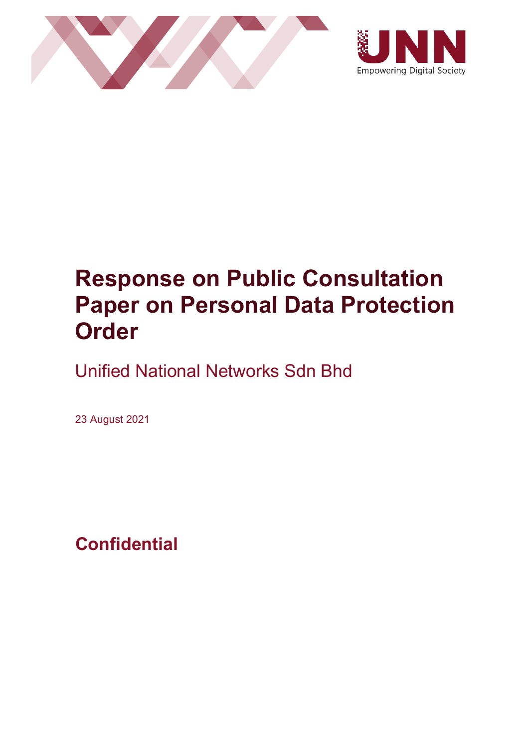# Response on Public Consultation Paper on Personal Data Protection Order

Unified National Networks Sdn Bhd

23 August 2021

**Confidential**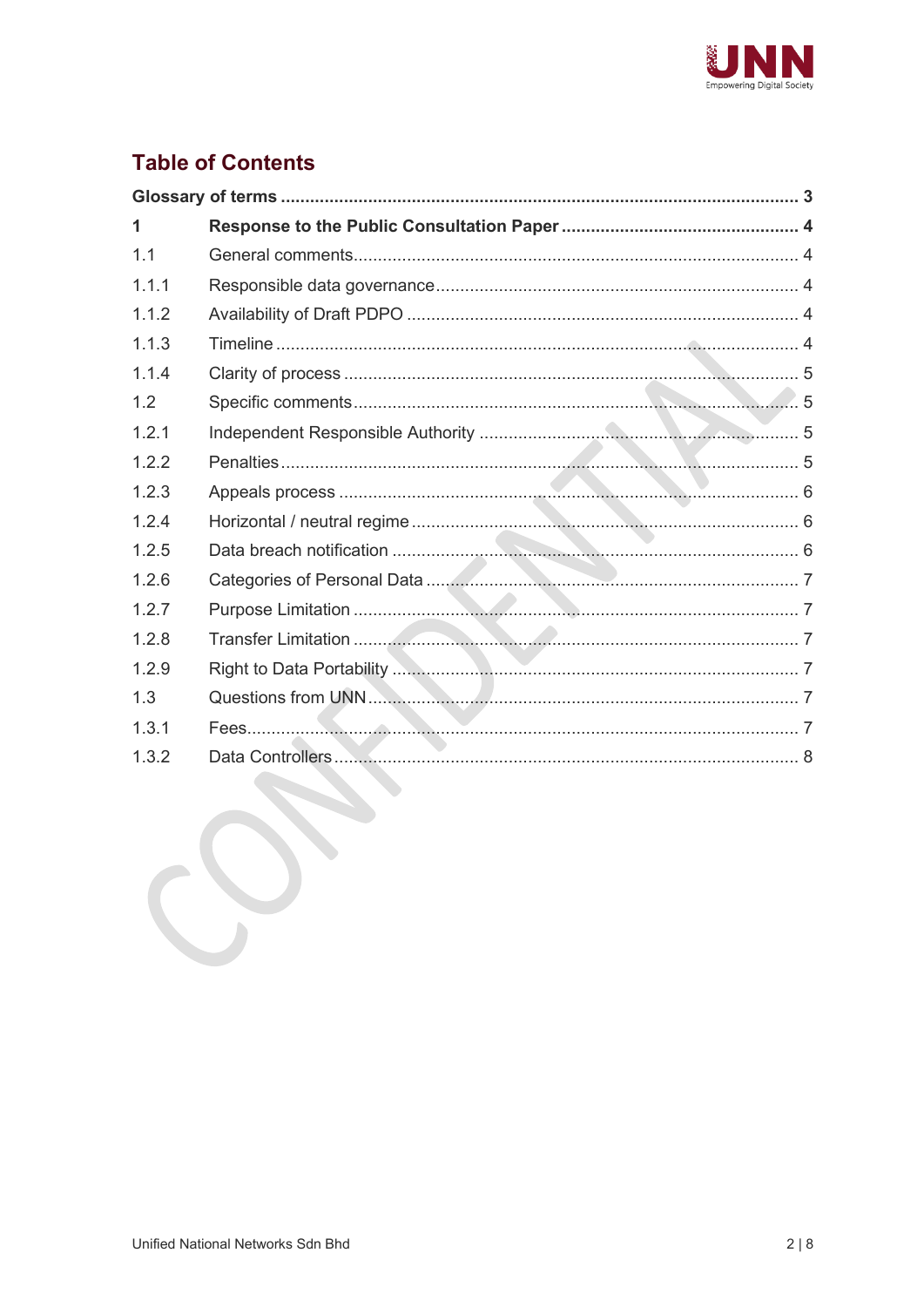# Table of Contents

| | | |
|---|---|---|
| **Glossary of terms** | | **3** |
| **1** | **Response to the Public Consultation Paper** | **4** |
| 1.1 | General comments | 4 |
| 1.1.1 | Responsible data governance | 4 |
| 1.1.2 | Availability of Draft PDPO | 4 |
| 1.1.3 | Timeline | 4 |
| 1.1.4 | Clarity of process | 5 |
| 1.2 | Specific comments | 5 |
| 1.2.1 | Independent Responsible Authority | 5 |
| 1.2.2 | Penalties | 5 |
| 1.2.3 | Appeals process | 6 |
| 1.2.4 | Horizontal / neutral regime | 6 |
| 1.2.5 | Data breach notification | 6 |
| 1.2.6 | Categories of Personal Data | 7 |
| 1.2.7 | Purpose Limitation | 7 |
| 1.2.8 | Transfer Limitation | 7 |
| 1.2.9 | Right to Data Portability | 7 |
| 1.3 | Questions from UNN | 7 |
| 1.3.1 | Fees | 7 |
| 1.3.2 | Data Controllers | 8 |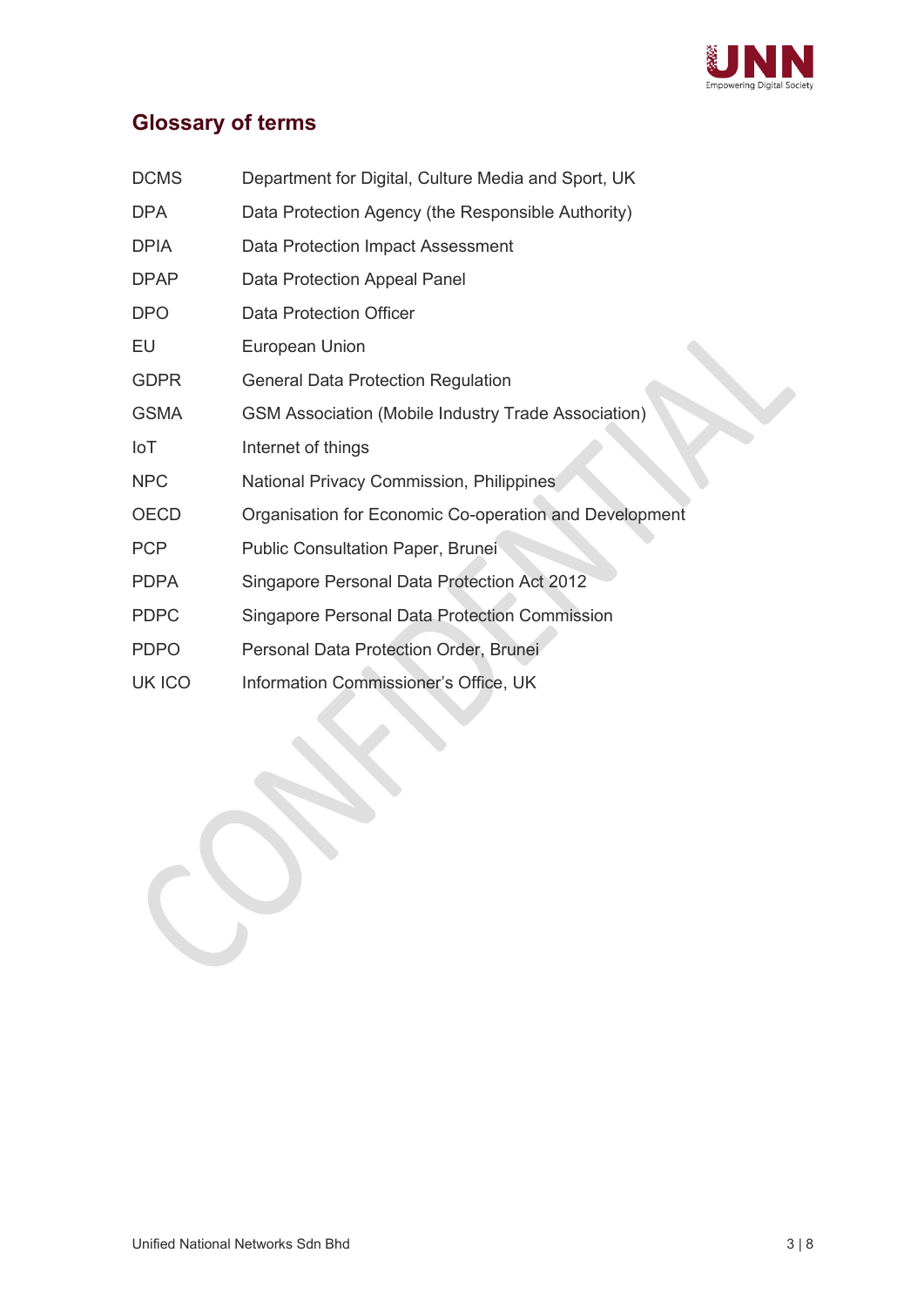## Glossary of terms

| | |
|---|---|
| DCMS | Department for Digital, Culture Media and Sport, UK |
| DPA | Data Protection Agency (the Responsible Authority) |
| DPIA | Data Protection Impact Assessment |
| DPAP | Data Protection Appeal Panel |
| DPO | Data Protection Officer |
| EU | European Union |
| GDPR | General Data Protection Regulation |
| GSMA | GSM Association (Mobile Industry Trade Association) |
| IoT | Internet of things |
| NPC | National Privacy Commission, Philippines |
| OECD | Organisation for Economic Co-operation and Development |
| PCP | Public Consultation Paper, Brunei |
| PDPA | Singapore Personal Data Protection Act 2012 |
| PDPC | Singapore Personal Data Protection Commission |
| PDPO | Personal Data Protection Order, Brunei |
| UK ICO | Information Commissioner's Office, UK |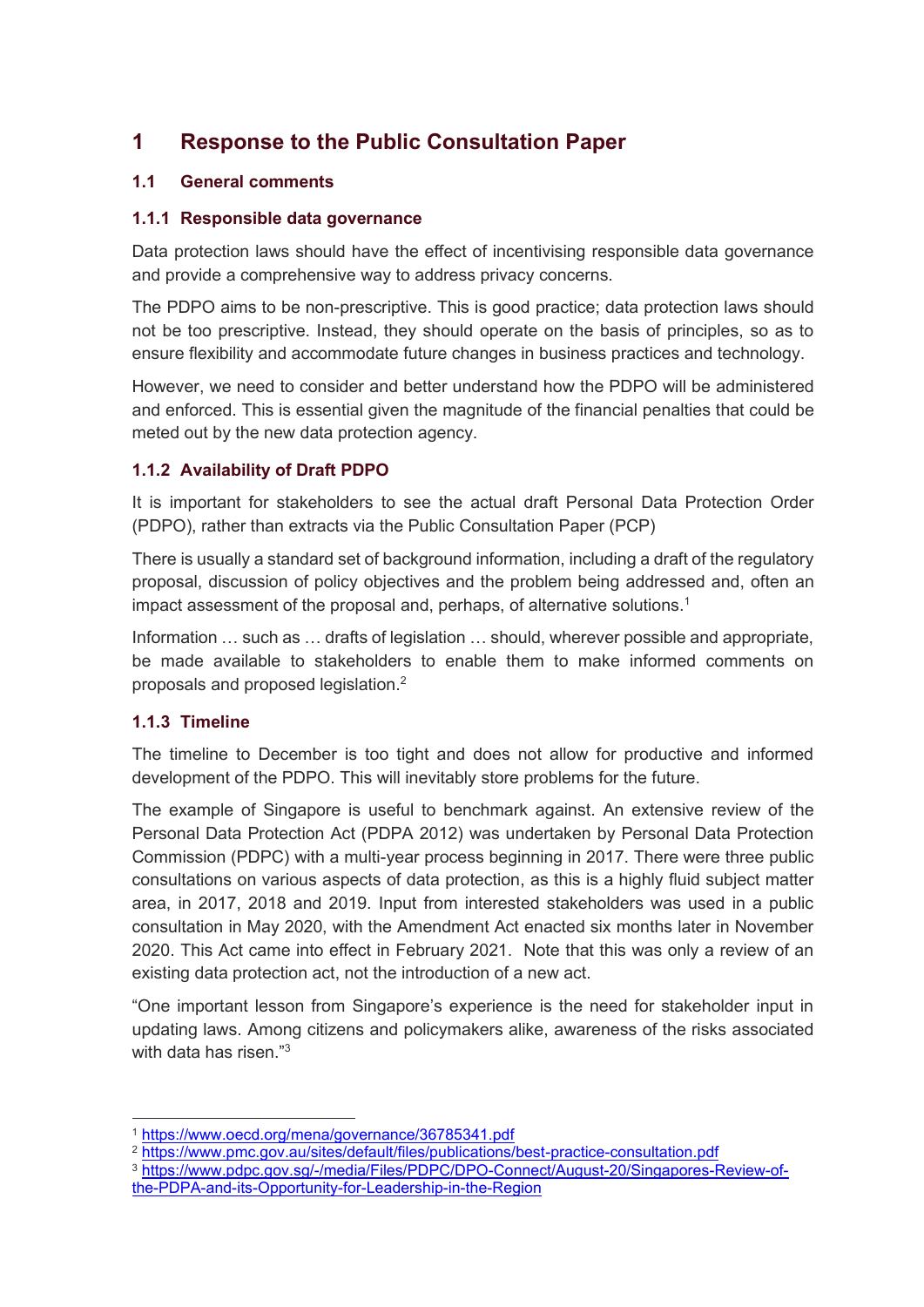# 1 Response to the Public Consultation Paper

## 1.1 General comments

### 1.1.1 Responsible data governance

Data protection laws should have the effect of incentivising responsible data governance and provide a comprehensive way to address privacy concerns.

The PDPO aims to be non-prescriptive. This is good practice; data protection laws should not be too prescriptive. Instead, they should operate on the basis of principles, so as to ensure flexibility and accommodate future changes in business practices and technology.

However, we need to consider and better understand how the PDPO will be administered and enforced. This is essential given the magnitude of the financial penalties that could be meted out by the new data protection agency.

### 1.1.2 Availability of Draft PDPO

It is important for stakeholders to see the actual draft Personal Data Protection Order (PDPO), rather than extracts via the Public Consultation Paper (PCP)

There is usually a standard set of background information, including a draft of the regulatory proposal, discussion of policy objectives and the problem being addressed and, often an impact assessment of the proposal and, perhaps, of alternative solutions.[1]

Information … such as … drafts of legislation … should, wherever possible and appropriate, be made available to stakeholders to enable them to make informed comments on proposals and proposed legislation.[2]

### 1.1.3 Timeline

The timeline to December is too tight and does not allow for productive and informed development of the PDPO. This will inevitably store problems for the future.

The example of Singapore is useful to benchmark against. An extensive review of the Personal Data Protection Act (PDPA 2012) was undertaken by Personal Data Protection Commission (PDPC) with a multi-year process beginning in 2017. There were three public consultations on various aspects of data protection, as this is a highly fluid subject matter area, in 2017, 2018 and 2019. Input from interested stakeholders was used in a public consultation in May 2020, with the Amendment Act enacted six months later in November 2020. This Act came into effect in February 2021. Note that this was only a review of an existing data protection act, not the introduction of a new act.

"One important lesson from Singapore's experience is the need for stakeholder input in updating laws. Among citizens and policymakers alike, awareness of the risks associated with data has risen."[3]

---

[1] https://www.oecd.org/mena/governance/36785341.pdf

[2] https://www.pmc.gov.au/sites/default/files/publications/best-practice-consultation.pdf

[3] https://www.pdpc.gov.sg/-/media/Files/PDPC/DPO-Connect/August-20/Singapores-Review-of-the-PDPA-and-its-Opportunity-for-Leadership-in-the-Region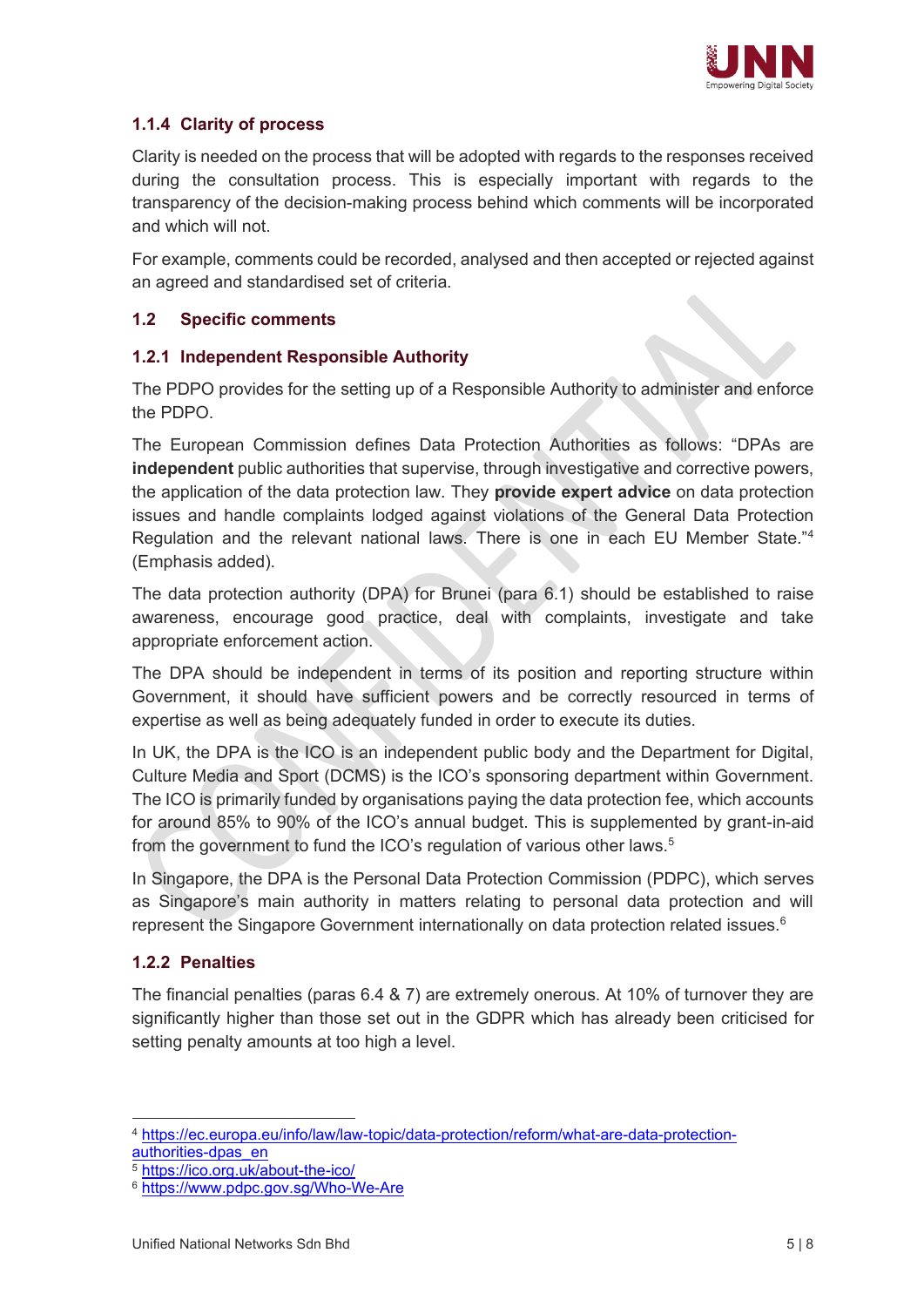### 1.1.4 Clarity of process

Clarity is needed on the process that will be adopted with regards to the responses received during the consultation process. This is especially important with regards to the transparency of the decision-making process behind which comments will be incorporated and which will not.

For example, comments could be recorded, analysed and then accepted or rejected against an agreed and standardised set of criteria.

## 1.2 Specific comments

### 1.2.1 Independent Responsible Authority

The PDPO provides for the setting up of a Responsible Authority to administer and enforce the PDPO.

The European Commission defines Data Protection Authorities as follows: "DPAs are **independent** public authorities that supervise, through investigative and corrective powers, the application of the data protection law. They **provide expert advice** on data protection issues and handle complaints lodged against violations of the General Data Protection Regulation and the relevant national laws. There is one in each EU Member State."[4] (Emphasis added).

The data protection authority (DPA) for Brunei (para 6.1) should be established to raise awareness, encourage good practice, deal with complaints, investigate and take appropriate enforcement action.

The DPA should be independent in terms of its position and reporting structure within Government, it should have sufficient powers and be correctly resourced in terms of expertise as well as being adequately funded in order to execute its duties.

In UK, the DPA is the ICO is an independent public body and the Department for Digital, Culture Media and Sport (DCMS) is the ICO's sponsoring department within Government. The ICO is primarily funded by organisations paying the data protection fee, which accounts for around 85% to 90% of the ICO's annual budget. This is supplemented by grant-in-aid from the government to fund the ICO's regulation of various other laws.[5]

In Singapore, the DPA is the Personal Data Protection Commission (PDPC), which serves as Singapore's main authority in matters relating to personal data protection and will represent the Singapore Government internationally on data protection related issues.[6]

### 1.2.2 Penalties

The financial penalties (paras 6.4 & 7) are extremely onerous. At 10% of turnover they are significantly higher than those set out in the GDPR which has already been criticised for setting penalty amounts at too high a level.

---

[4] https://ec.europa.eu/info/law/law-topic/data-protection/reform/what-are-data-protection-authorities-dpas_en

[5] https://ico.org.uk/about-the-ico/

[6] https://www.pdpc.gov.sg/Who-We-Are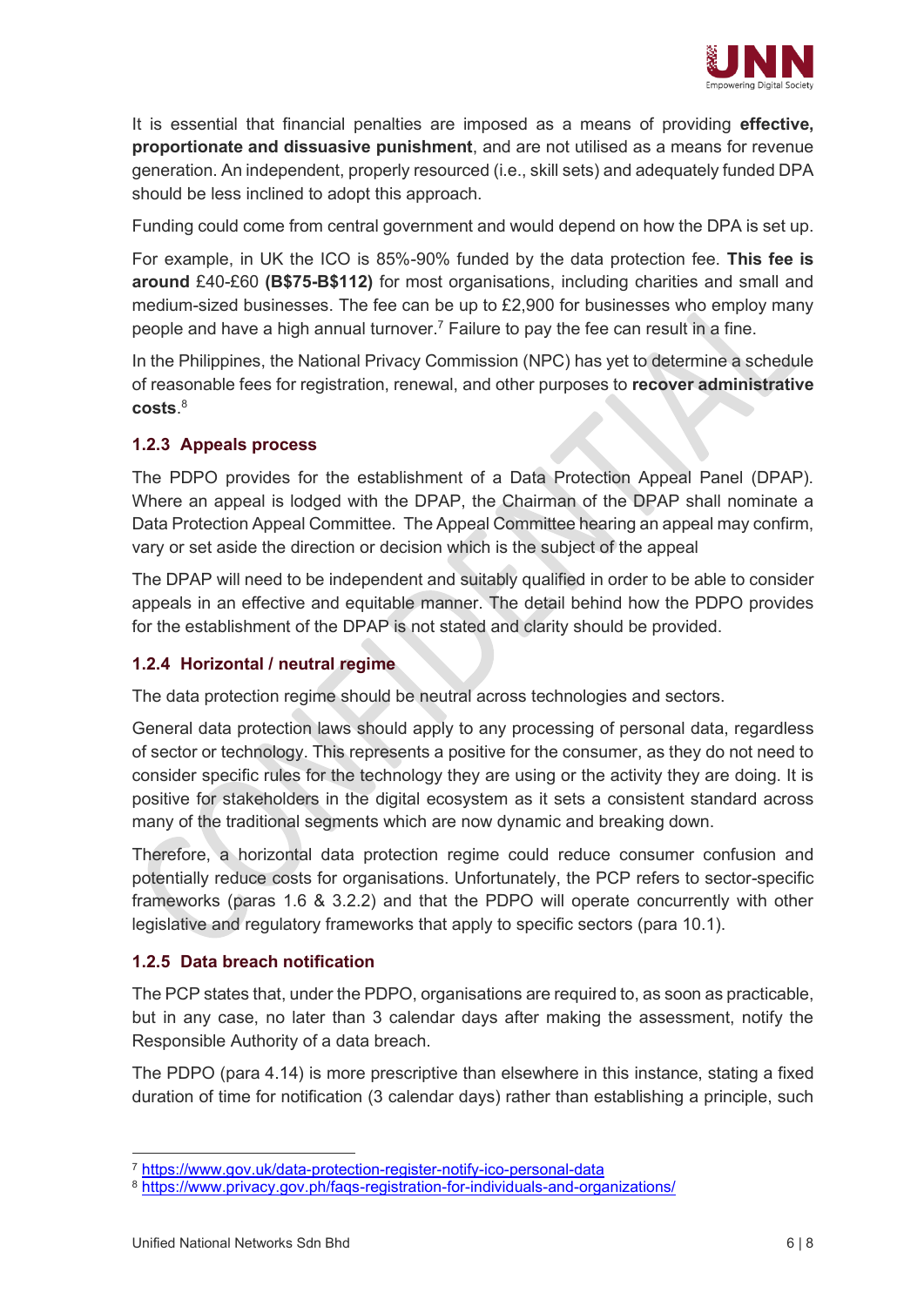It is essential that financial penalties are imposed as a means of providing **effective, proportionate and dissuasive punishment**, and are not utilised as a means for revenue generation. An independent, properly resourced (i.e., skill sets) and adequately funded DPA should be less inclined to adopt this approach.

Funding could come from central government and would depend on how the DPA is set up.

For example, in UK the ICO is 85%-90% funded by the data protection fee. **This fee is around** £40-£60 **(B$75-B$112)** for most organisations, including charities and small and medium-sized businesses. The fee can be up to £2,900 for businesses who employ many people and have a high annual turnover.[7] Failure to pay the fee can result in a fine.

In the Philippines, the National Privacy Commission (NPC) has yet to determine a schedule of reasonable fees for registration, renewal, and other purposes to **recover administrative costs**.[8]

### 1.2.3 Appeals process

The PDPO provides for the establishment of a Data Protection Appeal Panel (DPAP). Where an appeal is lodged with the DPAP, the Chairman of the DPAP shall nominate a Data Protection Appeal Committee. The Appeal Committee hearing an appeal may confirm, vary or set aside the direction or decision which is the subject of the appeal

The DPAP will need to be independent and suitably qualified in order to be able to consider appeals in an effective and equitable manner. The detail behind how the PDPO provides for the establishment of the DPAP is not stated and clarity should be provided.

### 1.2.4 Horizontal / neutral regime

The data protection regime should be neutral across technologies and sectors.

General data protection laws should apply to any processing of personal data, regardless of sector or technology. This represents a positive for the consumer, as they do not need to consider specific rules for the technology they are using or the activity they are doing. It is positive for stakeholders in the digital ecosystem as it sets a consistent standard across many of the traditional segments which are now dynamic and breaking down.

Therefore, a horizontal data protection regime could reduce consumer confusion and potentially reduce costs for organisations. Unfortunately, the PCP refers to sector-specific frameworks (paras 1.6 & 3.2.2) and that the PDPO will operate concurrently with other legislative and regulatory frameworks that apply to specific sectors (para 10.1).

### 1.2.5 Data breach notification

The PCP states that, under the PDPO, organisations are required to, as soon as practicable, but in any case, no later than 3 calendar days after making the assessment, notify the Responsible Authority of a data breach.

The PDPO (para 4.14) is more prescriptive than elsewhere in this instance, stating a fixed duration of time for notification (3 calendar days) rather than establishing a principle, such

---

[7] https://www.gov.uk/data-protection-register-notify-ico-personal-data

[8] https://www.privacy.gov.ph/faqs-registration-for-individuals-and-organizations/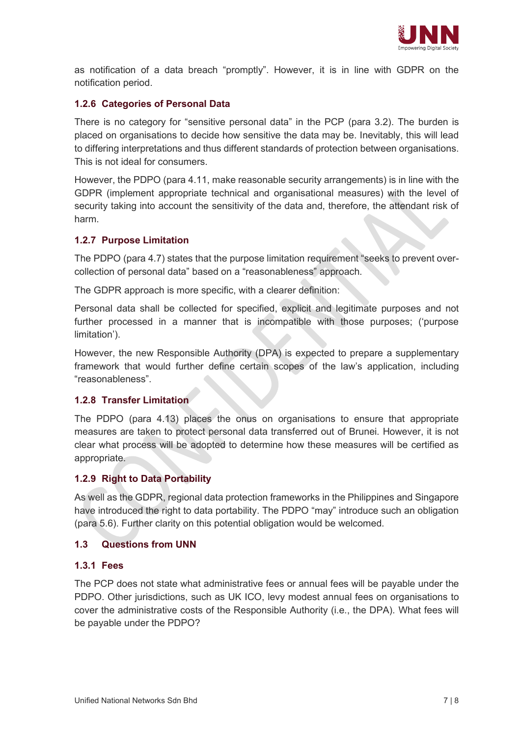as notification of a data breach "promptly". However, it is in line with GDPR on the notification period.

### 1.2.6 Categories of Personal Data

There is no category for "sensitive personal data" in the PCP (para 3.2). The burden is placed on organisations to decide how sensitive the data may be. Inevitably, this will lead to differing interpretations and thus different standards of protection between organisations. This is not ideal for consumers.

However, the PDPO (para 4.11, make reasonable security arrangements) is in line with the GDPR (implement appropriate technical and organisational measures) with the level of security taking into account the sensitivity of the data and, therefore, the attendant risk of harm.

### 1.2.7 Purpose Limitation

The PDPO (para 4.7) states that the purpose limitation requirement "seeks to prevent over-collection of personal data" based on a "reasonableness" approach.

The GDPR approach is more specific, with a clearer definition:

Personal data shall be collected for specified, explicit and legitimate purposes and not further processed in a manner that is incompatible with those purposes; ('purpose limitation').

However, the new Responsible Authority (DPA) is expected to prepare a supplementary framework that would further define certain scopes of the law's application, including "reasonableness".

### 1.2.8 Transfer Limitation

The PDPO (para 4.13) places the onus on organisations to ensure that appropriate measures are taken to protect personal data transferred out of Brunei. However, it is not clear what process will be adopted to determine how these measures will be certified as appropriate.

### 1.2.9 Right to Data Portability

As well as the GDPR, regional data protection frameworks in the Philippines and Singapore have introduced the right to data portability. The PDPO "may" introduce such an obligation (para 5.6). Further clarity on this potential obligation would be welcomed.

## 1.3 Questions from UNN

### 1.3.1 Fees

The PCP does not state what administrative fees or annual fees will be payable under the PDPO. Other jurisdictions, such as UK ICO, levy modest annual fees on organisations to cover the administrative costs of the Responsible Authority (i.e., the DPA). What fees will be payable under the PDPO?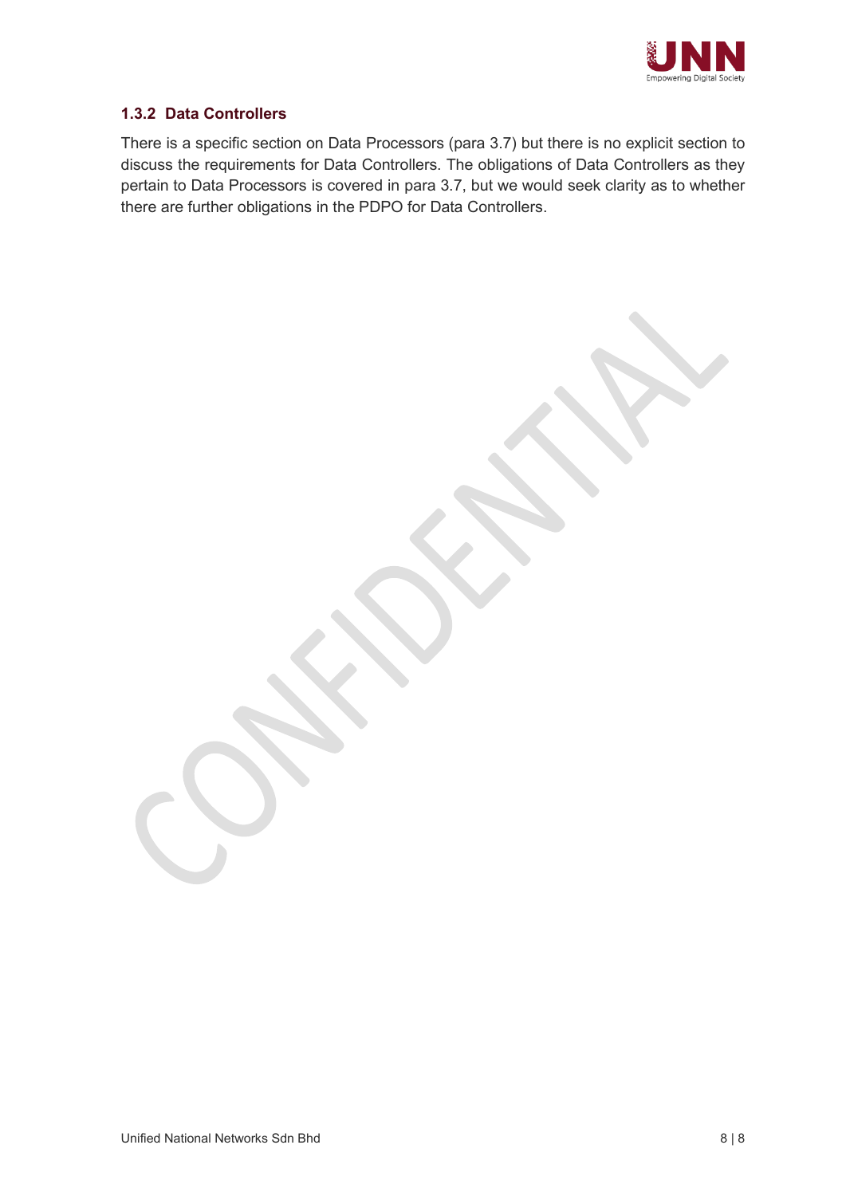### 1.3.2 Data Controllers

There is a specific section on Data Processors (para 3.7) but there is no explicit section to discuss the requirements for Data Controllers. The obligations of Data Controllers as they pertain to Data Processors is covered in para 3.7, but we would seek clarity as to whether there are further obligations in the PDPO for Data Controllers.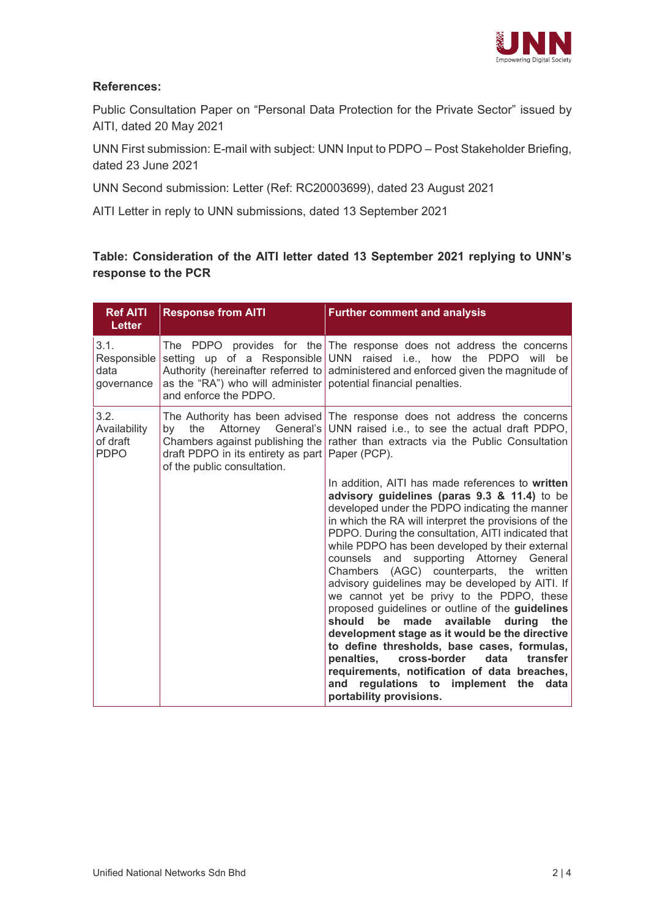**References:**

Public Consultation Paper on "Personal Data Protection for the Private Sector" issued by AITI, dated 20 May 2021

UNN First submission: E-mail with subject: UNN Input to PDPO – Post Stakeholder Briefing, dated 23 June 2021

UNN Second submission: Letter (Ref: RC20003699), dated 23 August 2021

AITI Letter in reply to UNN submissions, dated 13 September 2021

**Table: Consideration of the AITI letter dated 13 September 2021 replying to UNN's response to the PCR**

| Ref AITI Letter | Response from AITI | Further comment and analysis |
|---|---|---|
| 3.1. Responsible data governance | The PDPO provides for the setting up of a Responsible Authority (hereinafter referred to as the "RA") who will administer and enforce the PDPO. | The response does not address the concerns UNN raised i.e., how the PDPO will be administered and enforced given the magnitude of potential financial penalties. |
| 3.2. Availability of draft PDPO | The Authority has been advised by the Attorney General's Chambers against publishing the draft PDPO in its entirety as part of the public consultation. | The response does not address the concerns UNN raised i.e., to see the actual draft PDPO, rather than extracts via the Public Consultation Paper (PCP).<br><br>In addition, AITI has made references to **written advisory guidelines (paras 9.3 & 11.4)** to be developed under the PDPO indicating the manner in which the RA will interpret the provisions of the PDPO. During the consultation, AITI indicated that while PDPO has been developed by their external counsels and supporting Attorney General Chambers (AGC) counterparts, the written advisory guidelines may be developed by AITI. If we cannot yet be privy to the PDPO, these proposed guidelines or outline of the **guidelines should be made available during the development stage as it would be the directive to define thresholds, base cases, formulas, penalties, cross-border data transfer requirements, notification of data breaches, and regulations to implement the data portability provisions.** |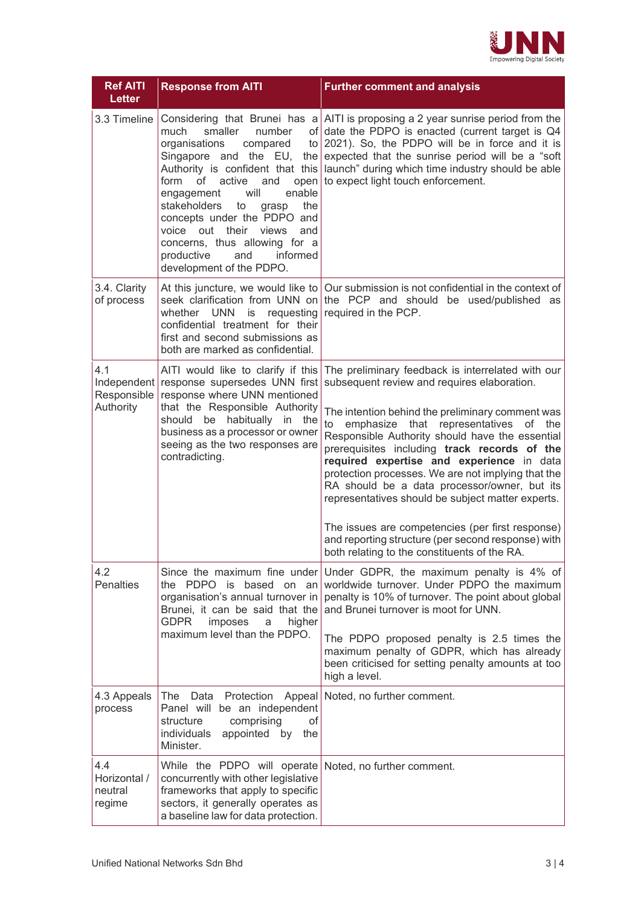| Ref AITI Letter | Response from AITI | Further comment and analysis |
|---|---|---|
| 3.3 Timeline | Considering that Brunei has a much smaller number of organisations compared to Singapore and the EU, the Authority is confident that this form of active and open engagement will enable stakeholders to grasp the concepts under the PDPO and voice out their views and concerns, thus allowing for a productive and informed development of the PDPO. | AITI is proposing a 2 year sunrise period from the date the PDPO is enacted (current target is Q4 2021). So, the PDPO will be in force and it is expected that the sunrise period will be a "soft launch" during which time industry should be able to expect light touch enforcement. |
| 3.4. Clarity of process | At this juncture, we would like to seek clarification from UNN on whether UNN is requesting confidential treatment for their first and second submissions as both are marked as confidential. | Our submission is not confidential in the context of the PCP and should be used/published as required in the PCP. |
| 4.1 Independent Responsible Authority | AITI would like to clarify if this response supersedes UNN first response where UNN mentioned that the Responsible Authority should be habitually in the business as a processor or owner seeing as the two responses are contradicting. | The preliminary feedback is interrelated with our subsequent review and requires elaboration.<br><br>The intention behind the preliminary comment was to emphasize that representatives of the Responsible Authority should have the essential prerequisites including **track records of the required expertise and experience** in data protection processes. We are not implying that the RA should be a data processor/owner, but its representatives should be subject matter experts.<br><br>The issues are competencies (per first response) and reporting structure (per second response) with both relating to the constituents of the RA. |
| 4.2 Penalties | Since the maximum fine under the PDPO is based on an organisation's annual turnover in Brunei, it can be said that the GDPR imposes a higher maximum level than the PDPO. | Under GDPR, the maximum penalty is 4% of worldwide turnover. Under PDPO the maximum penalty is 10% of turnover. The point about global and Brunei turnover is moot for UNN.<br><br>The PDPO proposed penalty is 2.5 times the maximum penalty of GDPR, which has already been criticised for setting penalty amounts at too high a level. |
| 4.3 Appeals process | The Data Protection Appeal Panel will be an independent structure comprising of individuals appointed by the Minister. | Noted, no further comment. |
| 4.4 Horizontal / neutral regime | While the PDPO will operate concurrently with other legislative frameworks that apply to specific sectors, it generally operates as a baseline law for data protection. | Noted, no further comment. |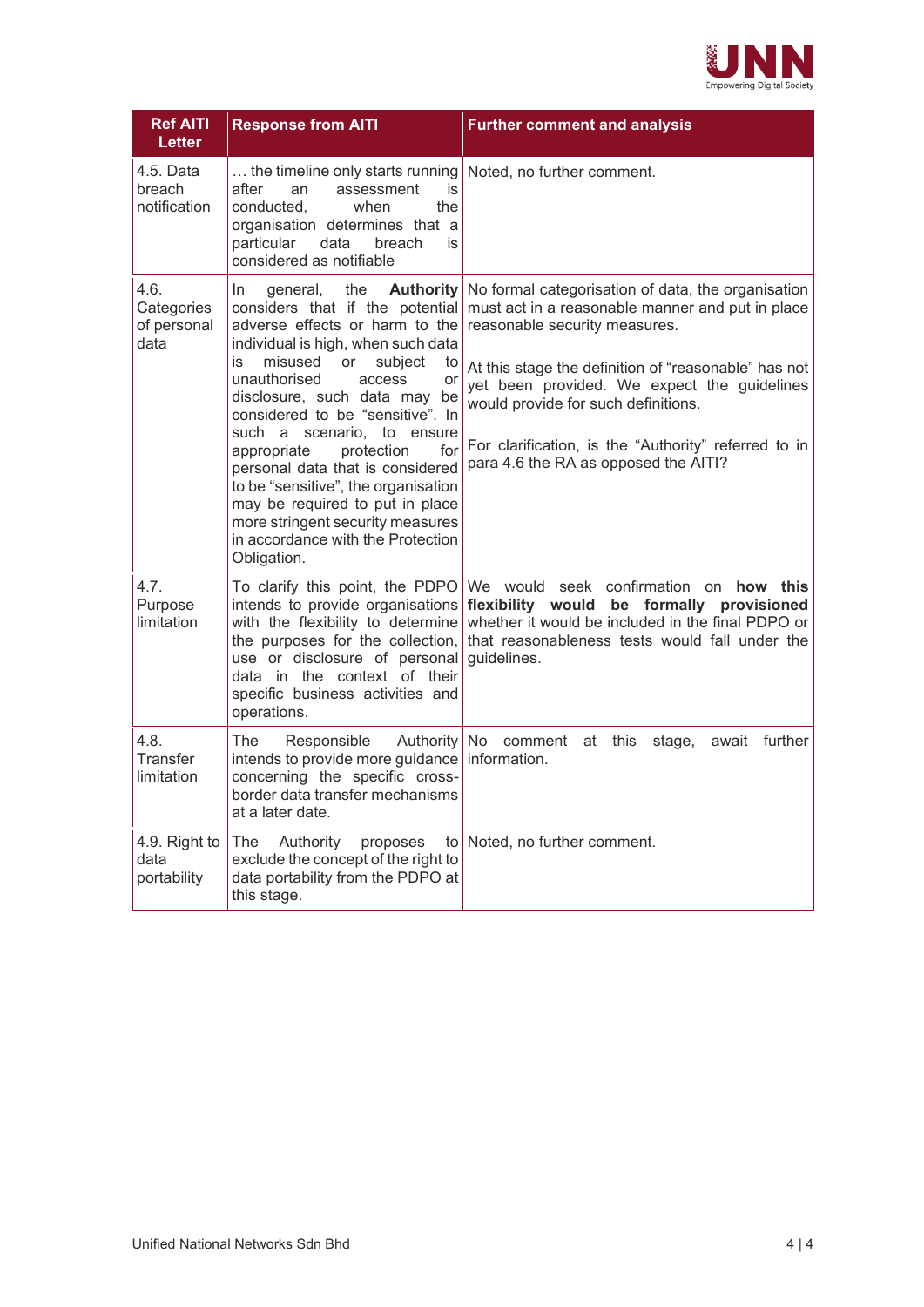| Ref AITI Letter | Response from AITI | Further comment and analysis |
| --- | --- | --- |
| 4.5. Data breach notification | … the timeline only starts running after an assessment is conducted, when the organisation determines that a particular data breach is considered as notifiable | Noted, no further comment. |
| 4.6. Categories of personal data | In general, the **Authority** considers that if the potential adverse effects or harm to the individual is high, when such data is misused or subject to unauthorised access or disclosure, such data may be considered to be "sensitive". In such a scenario, to ensure appropriate protection for personal data that is considered to be "sensitive", the organisation may be required to put in place more stringent security measures in accordance with the Protection Obligation. | No formal categorisation of data, the organisation must act in a reasonable manner and put in place reasonable security measures.<br><br>At this stage the definition of "reasonable" has not yet been provided. We expect the guidelines would provide for such definitions.<br><br>For clarification, is the "Authority" referred to in para 4.6 the RA as opposed the AITI? |
| 4.7. Purpose limitation | To clarify this point, the PDPO intends to provide organisations with the flexibility to determine the purposes for the collection, use or disclosure of personal data in the context of their specific business activities and operations. | We would seek confirmation on **how this flexibility would be formally provisioned** whether it would be included in the final PDPO or that reasonableness tests would fall under the guidelines. |
| 4.8. Transfer limitation | The Responsible Authority intends to provide more guidance concerning the specific cross-border data transfer mechanisms at a later date. | No comment at this stage, await further information. |
| 4.9. Right to data portability | The Authority proposes to exclude the concept of the right to data portability from the PDPO at this stage. | Noted, no further comment. |